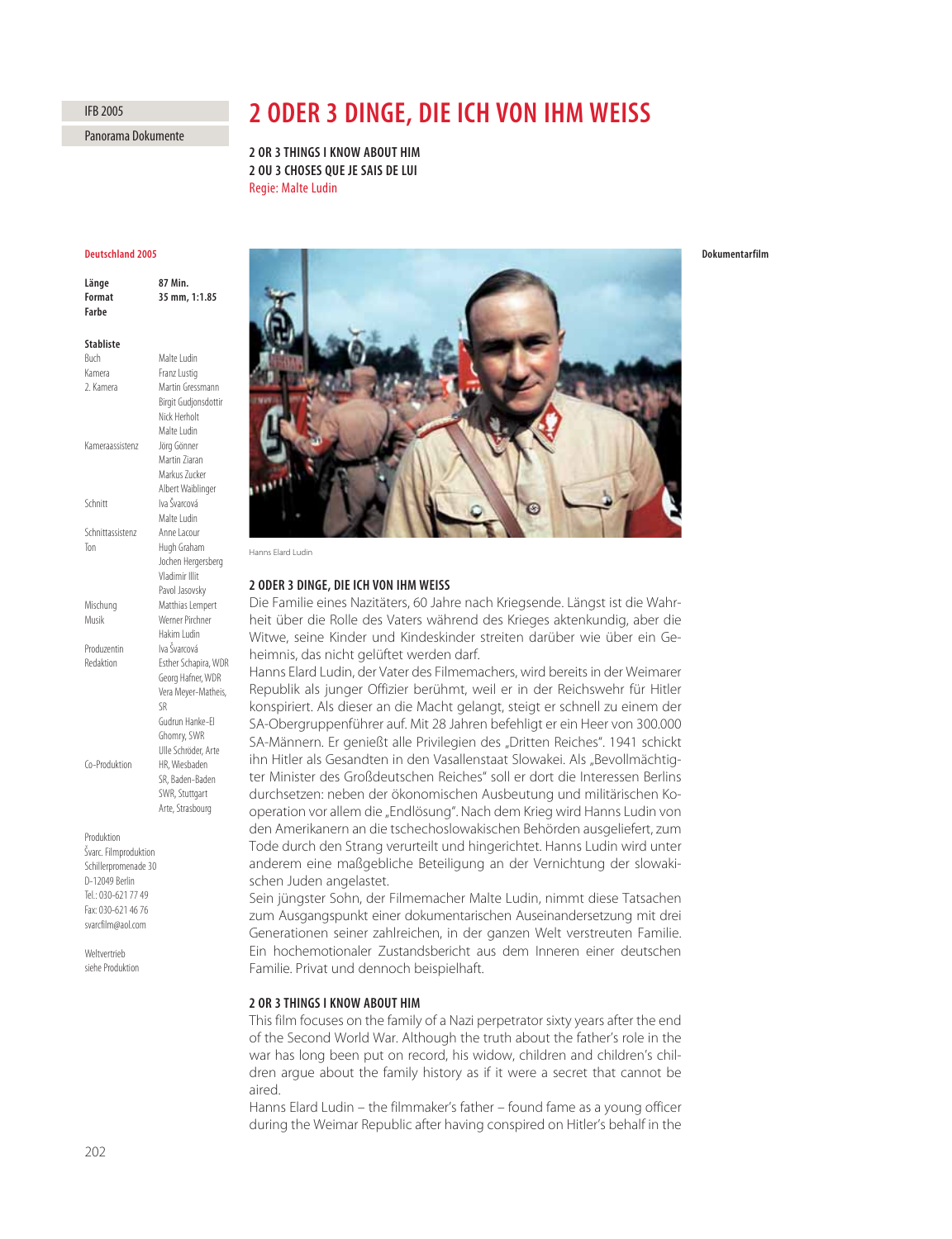IFB 2005

Panorama Dokumente

# 2 ODER 3 DINGE, DIE ICH VON IHM WEISS

**2 OR 3 THINGS I KNOW ABOUT HIM**
**2 OU 3 CHOSES QUE JE SAIS DE LUI**
Regie: Malte Ludin

**Deutschland 2005**

**Dokumentarfilm**

| | |
|---|---|
| **Länge** | **87 Min.** |
| **Format** | **35 mm, 1:1.85** |
| **Farbe** | |

**Stabliste**

| | |
|---|---|
| Buch | Malte Ludin |
| Kamera | Franz Lustig |
| 2. Kamera | Martin Gressmann, Birgit Gudjonsdottir, Nick Herholt, Malte Ludin |
| Kameraassistenz | Jörg Gönner, Martin Ziaran, Markus Zucker, Albert Waiblinger |
| Schnitt | Iva Švarcová, Malte Ludin |
| Schnittassistenz | Anne Lacour |
| Ton | Hugh Graham, Jochen Hergersberg, Vladimir Illit, Pavol Jasovsky |
| Mischung | Matthias Lempert |
| Musik | Werner Pirchner, Hakim Ludin |
| Produzentin | Iva Švarcová |
| Redaktion | Esther Schapira, WDR; Georg Hafner, WDR; Vera Meyer-Matheis, SR; Gudrun Hanke-El Ghomry, SWR; Ulle Schröder, Arte |
| Co-Produktion | HR, Wiesbaden; SR, Baden-Baden; SWR, Stuttgart; Arte, Strasbourg |

Produktion
Švarc. Filmproduktion
Schillerpromenade 30
D-12049 Berlin
Tel.: 030-621 77 49
Fax: 030-621 46 76
svarcfilm@aol.com

Weltvertrieb
siehe Produktion

Hanns Elard Ludin

**2 ODER 3 DINGE, DIE ICH VON IHM WEISS**

Die Familie eines Nazitäters, 60 Jahre nach Kriegsende. Längst ist die Wahrheit über die Rolle des Vaters während des Krieges aktenkundig, aber die Witwe, seine Kinder und Kindeskinder streiten darüber wie über ein Geheimnis, das nicht gelüftet werden darf.
Hanns Elard Ludin, der Vater des Filmemachers, wird bereits in der Weimarer Republik als junger Offizier berühmt, weil er in der Reichswehr für Hitler konspiriert. Als dieser an die Macht gelangt, steigt er schnell zu einem der SA-Obergruppenführer auf. Mit 28 Jahren befehligt er ein Heer von 300.000 SA-Männern. Er genießt alle Privilegien des „Dritten Reiches". 1941 schickt ihn Hitler als Gesandten in den Vasallenstaat Slowakei. Als „Bevollmächtigter Minister des Großdeutschen Reiches" soll er dort die Interessen Berlins durchsetzen: neben der ökonomischen Ausbeutung und militärischen Kooperation vor allem die „Endlösung". Nach dem Krieg wird Hanns Ludin von den Amerikanern an die tschechoslowakischen Behörden ausgeliefert, zum Tode durch den Strang verurteilt und hingerichtet. Hanns Ludin wird unter anderem eine maßgebliche Beteiligung an der Vernichtung der slowakischen Juden angelastet.
Sein jüngster Sohn, der Filmemacher Malte Ludin, nimmt diese Tatsachen zum Ausgangspunkt einer dokumentarischen Auseinandersetzung mit drei Generationen seiner zahlreichen, in der ganzen Welt verstreuten Familie. Ein hochemotionaler Zustandsbericht aus dem Inneren einer deutschen Familie. Privat und dennoch beispielhaft.

**2 OR 3 THINGS I KNOW ABOUT HIM**

This film focuses on the family of a Nazi perpetrator sixty years after the end of the Second World War. Although the truth about the father's role in the war has long been put on record, his widow, children and children's children argue about the family history as if it were a secret that cannot be aired.
Hanns Elard Ludin – the filmmaker's father – found fame as a young officer during the Weimar Republic after having conspired on Hitler's behalf in the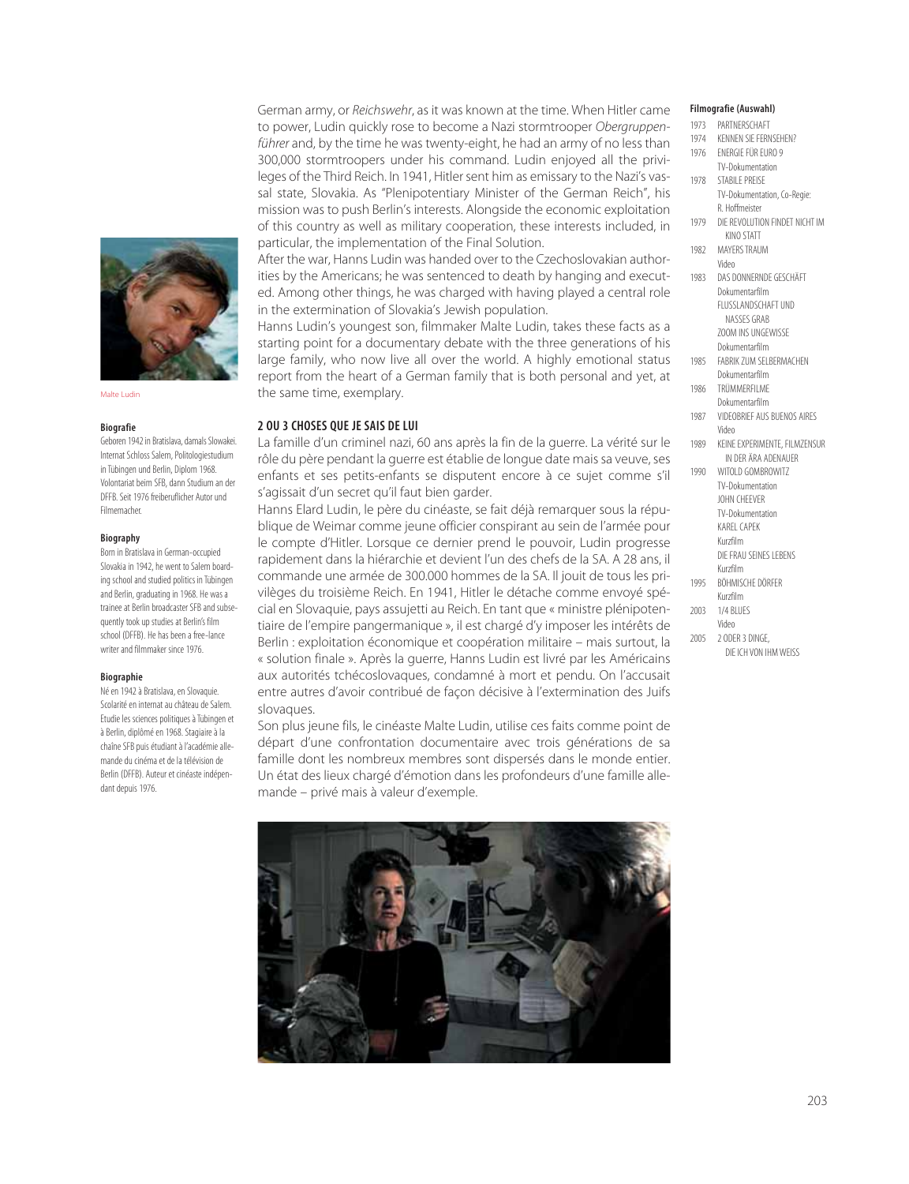German army, or *Reichswehr*, as it was known at the time. When Hitler came to power, Ludin quickly rose to become a Nazi stormtrooper *Obergruppenführer* and, by the time he was twenty-eight, he had an army of no less than 300,000 stormtroopers under his command. Ludin enjoyed all the privileges of the Third Reich. In 1941, Hitler sent him as emissary to the Nazi's vassal state, Slovakia. As "Plenipotentiary Minister of the German Reich", his mission was to push Berlin's interests. Alongside the economic exploitation of this country as well as military cooperation, these interests included, in particular, the implementation of the Final Solution.
After the war, Hanns Ludin was handed over to the Czechoslovakian authorities by the Americans; he was sentenced to death by hanging and executed. Among other things, he was charged with having played a central role in the extermination of Slovakia's Jewish population.
Hanns Ludin's youngest son, filmmaker Malte Ludin, takes these facts as a starting point for a documentary debate with the three generations of his large family, who now live all over the world. A highly emotional status report from the heart of a German family that is both personal and yet, at the same time, exemplary.

### 2 OU 3 CHOSES QUE JE SAIS DE LUI

La famille d'un criminel nazi, 60 ans après la fin de la guerre. La vérité sur le rôle du père pendant la guerre est établie de longue date mais sa veuve, ses enfants et ses petits-enfants se disputent encore à ce sujet comme s'il s'agissait d'un secret qu'il faut bien garder.
Hanns Elard Ludin, le père du cinéaste, se fait déjà remarquer sous la république de Weimar comme jeune officier conspirant au sein de l'armée pour le compte d'Hitler. Lorsque ce dernier prend le pouvoir, Ludin progresse rapidement dans la hiérarchie et devient l'un des chefs de la SA. A 28 ans, il commande une armée de 300.000 hommes de la SA. Il jouit de tous les privilèges du troisième Reich. En 1941, Hitler le détache comme envoyé spécial en Slovaquie, pays assujetti au Reich. En tant que « ministre plénipotentiaire de l'empire pangermanique », il est chargé d'y imposer les intérêts de Berlin : exploitation économique et coopération militaire – mais surtout, la « solution finale ». Après la guerre, Hanns Ludin est livré par les Américains aux autorités tchécoslovaques, condamné à mort et pendu. On l'accusait entre autres d'avoir contribué de façon décisive à l'extermination des Juifs slovaques.
Son plus jeune fils, le cinéaste Malte Ludin, utilise ces faits comme point de départ d'une confrontation documentaire avec trois générations de sa famille dont les nombreux membres sont dispersés dans le monde entier. Un état des lieux chargé d'émotion dans les profondeurs d'une famille allemande – privé mais à valeur d'exemple.

Malte Ludin

**Biografie**
Geboren 1942 in Bratislava, damals Slowakei. Internat Schloss Salem, Politologiestudium in Tübingen und Berlin, Diplom 1968. Volontariat beim SFB, dann Studium an der DFFB. Seit 1976 freiberuflicher Autor und Filmemacher.

**Biography**
Born in Bratislava in German-occupied Slovakia in 1942, he went to Salem boarding school and studied politics in Tubingen and Berlin, graduating in 1968. He was a trainee at Berlin broadcaster SFB and subsequently took up studies at Berlin's film school (DFFB). He has been a free-lance writer and filmmaker since 1976.

**Biographie**
Né en 1942 à Bratislava, en Slovaquie. Scolarité en internat au château de Salem. Etudie les sciences politiques à Tübingen et à Berlin, diplômé en 1968. Stagiaire à la chaîne SFB puis étudiant à l'académie allemande du cinéma et de la télévision de Berlin (DFFB). Auteur et cinéaste indépendant depuis 1976.

**Filmografie (Auswahl)**

1973 PARTNERSCHAFT
1974 KENNEN SIE FERNSEHEN?
1976 ENERGIE FÜR EURO 9
TV-Dokumentation
1978 STABILE PREISE
TV-Dokumentation, Co-Regie: R. Hoffmeister
1979 DIE REVOLUTION FINDET NICHT IM KINO STATT
1982 MAYERS TRAUM
Video
1983 DAS DONNERNDE GESCHÄFT
Dokumentarfilm
FLUSSLANDSCHAFT UND NASSES GRAB
ZOOM INS UNGEWISSE
Dokumentarfilm
1985 FABRIK ZUM SELBERMACHEN
Dokumentarfilm
1986 TRÜMMERFILME
Dokumentarfilm
1987 VIDEOBRIEF AUS BUENOS AIRES
Video
1989 KEINE EXPERIMENTE, FILMZENSUR IN DER ÄRA ADENAUER
1990 WITOLD GOMBROWITZ
TV-Dokumentation
JOHN CHEEVER
TV-Dokumentation
KAREL CAPEK
Kurzfilm
DIE FRAU SEINES LEBENS
Kurzfilm
1995 BÖHMISCHE DÖRFER
Kurzfilm
2003 1/4 BLUES
Video
2005 2 ODER 3 DINGE, DIE ICH VON IHM WEISS